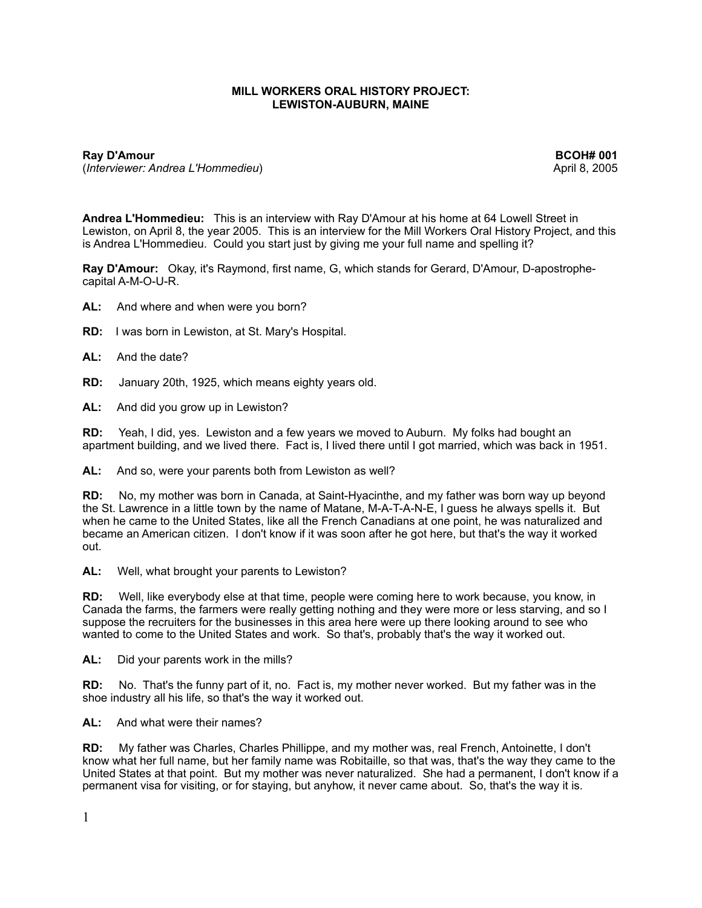**MILL WORKERS ORAL HISTORY PROJECT:**
**LEWISTON-AUBURN, MAINE**

**Ray D'Amour** **BCOH# 001**
(*Interviewer: Andrea L'Hommedieu*) April 8, 2005

**Andrea L'Hommedieu:** This is an interview with Ray D'Amour at his home at 64 Lowell Street in Lewiston, on April 8, the year 2005. This is an interview for the Mill Workers Oral History Project, and this is Andrea L'Hommedieu. Could you start just by giving me your full name and spelling it?

**Ray D'Amour:** Okay, it's Raymond, first name, G, which stands for Gerard, D'Amour, D-apostrophe-capital A-M-O-U-R.

**AL:** And where and when were you born?

**RD:** I was born in Lewiston, at St. Mary's Hospital.

**AL:** And the date?

**RD:** January 20th, 1925, which means eighty years old.

**AL:** And did you grow up in Lewiston?

**RD:** Yeah, I did, yes. Lewiston and a few years we moved to Auburn. My folks had bought an apartment building, and we lived there. Fact is, I lived there until I got married, which was back in 1951.

**AL:** And so, were your parents both from Lewiston as well?

**RD:** No, my mother was born in Canada, at Saint-Hyacinthe, and my father was born way up beyond the St. Lawrence in a little town by the name of Matane, M-A-T-A-N-E, I guess he always spells it. But when he came to the United States, like all the French Canadians at one point, he was naturalized and became an American citizen. I don't know if it was soon after he got here, but that's the way it worked out.

**AL:** Well, what brought your parents to Lewiston?

**RD:** Well, like everybody else at that time, people were coming here to work because, you know, in Canada the farms, the farmers were really getting nothing and they were more or less starving, and so I suppose the recruiters for the businesses in this area here were up there looking around to see who wanted to come to the United States and work. So that's, probably that's the way it worked out.

**AL:** Did your parents work in the mills?

**RD:** No. That's the funny part of it, no. Fact is, my mother never worked. But my father was in the shoe industry all his life, so that's the way it worked out.

**AL:** And what were their names?

**RD:** My father was Charles, Charles Phillippe, and my mother was, real French, Antoinette, I don't know what her full name, but her family name was Robitaille, so that was, that's the way they came to the United States at that point. But my mother was never naturalized. She had a permanent, I don't know if a permanent visa for visiting, or for staying, but anyhow, it never came about. So, that's the way it is.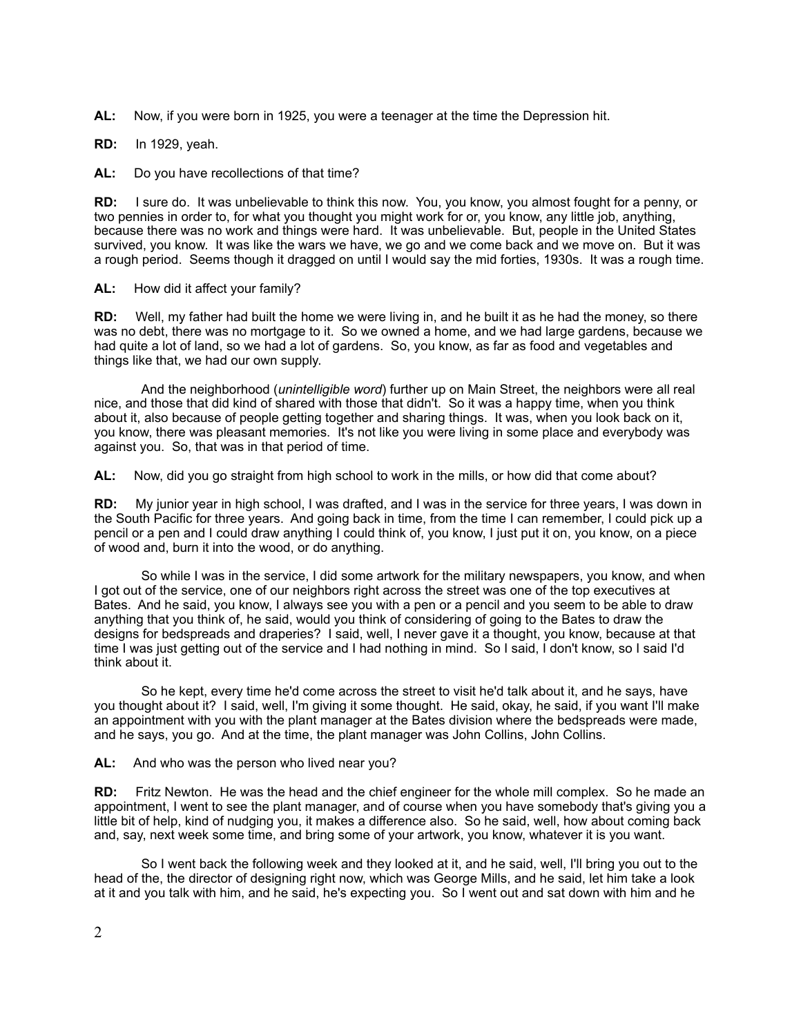**AL:** Now, if you were born in 1925, you were a teenager at the time the Depression hit.

**RD:** In 1929, yeah.

**AL:** Do you have recollections of that time?

**RD:** I sure do. It was unbelievable to think this now. You, you know, you almost fought for a penny, or two pennies in order to, for what you thought you might work for or, you know, any little job, anything, because there was no work and things were hard. It was unbelievable. But, people in the United States survived, you know. It was like the wars we have, we go and we come back and we move on. But it was a rough period. Seems though it dragged on until I would say the mid forties, 1930s. It was a rough time.

**AL:** How did it affect your family?

**RD:** Well, my father had built the home we were living in, and he built it as he had the money, so there was no debt, there was no mortgage to it. So we owned a home, and we had large gardens, because we had quite a lot of land, so we had a lot of gardens. So, you know, as far as food and vegetables and things like that, we had our own supply.

And the neighborhood (*unintelligible word*) further up on Main Street, the neighbors were all real nice, and those that did kind of shared with those that didn't. So it was a happy time, when you think about it, also because of people getting together and sharing things. It was, when you look back on it, you know, there was pleasant memories. It's not like you were living in some place and everybody was against you. So, that was in that period of time.

**AL:** Now, did you go straight from high school to work in the mills, or how did that come about?

**RD:** My junior year in high school, I was drafted, and I was in the service for three years, I was down in the South Pacific for three years. And going back in time, from the time I can remember, I could pick up a pencil or a pen and I could draw anything I could think of, you know, I just put it on, you know, on a piece of wood and, burn it into the wood, or do anything.

So while I was in the service, I did some artwork for the military newspapers, you know, and when I got out of the service, one of our neighbors right across the street was one of the top executives at Bates. And he said, you know, I always see you with a pen or a pencil and you seem to be able to draw anything that you think of, he said, would you think of considering of going to the Bates to draw the designs for bedspreads and draperies? I said, well, I never gave it a thought, you know, because at that time I was just getting out of the service and I had nothing in mind. So I said, I don't know, so I said I'd think about it.

So he kept, every time he'd come across the street to visit he'd talk about it, and he says, have you thought about it? I said, well, I'm giving it some thought. He said, okay, he said, if you want I'll make an appointment with you with the plant manager at the Bates division where the bedspreads were made, and he says, you go. And at the time, the plant manager was John Collins, John Collins.

**AL:** And who was the person who lived near you?

**RD:** Fritz Newton. He was the head and the chief engineer for the whole mill complex. So he made an appointment, I went to see the plant manager, and of course when you have somebody that's giving you a little bit of help, kind of nudging you, it makes a difference also. So he said, well, how about coming back and, say, next week some time, and bring some of your artwork, you know, whatever it is you want.

So I went back the following week and they looked at it, and he said, well, I'll bring you out to the head of the, the director of designing right now, which was George Mills, and he said, let him take a look at it and you talk with him, and he said, he's expecting you. So I went out and sat down with him and he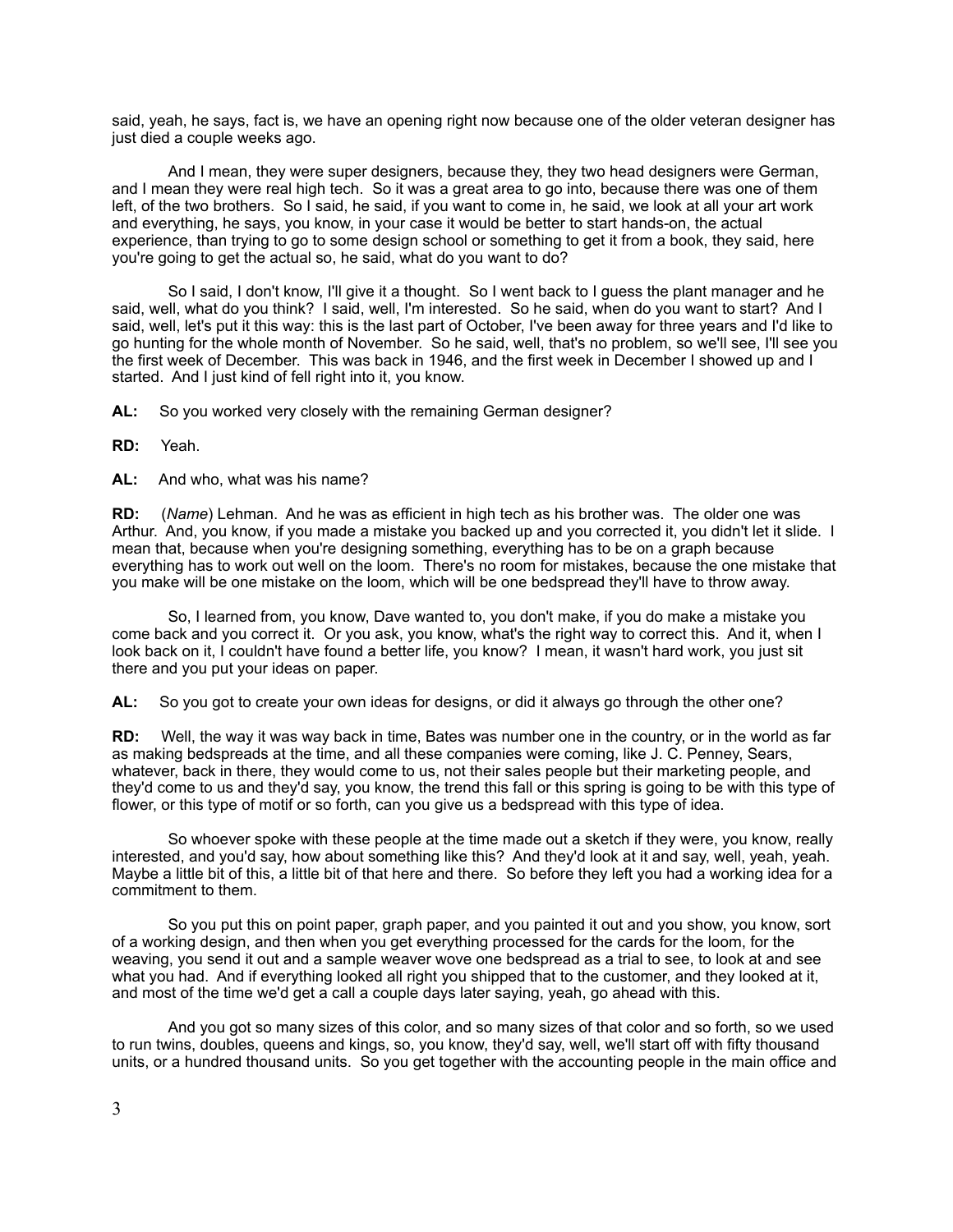said, yeah, he says, fact is, we have an opening right now because one of the older veteran designer has just died a couple weeks ago.

And I mean, they were super designers, because they, they two head designers were German, and I mean they were real high tech. So it was a great area to go into, because there was one of them left, of the two brothers. So I said, he said, if you want to come in, he said, we look at all your art work and everything, he says, you know, in your case it would be better to start hands-on, the actual experience, than trying to go to some design school or something to get it from a book, they said, here you're going to get the actual so, he said, what do you want to do?

So I said, I don't know, I'll give it a thought. So I went back to I guess the plant manager and he said, well, what do you think? I said, well, I'm interested. So he said, when do you want to start? And I said, well, let's put it this way: this is the last part of October, I've been away for three years and I'd like to go hunting for the whole month of November. So he said, well, that's no problem, so we'll see, I'll see you the first week of December. This was back in 1946, and the first week in December I showed up and I started. And I just kind of fell right into it, you know.

**AL:** So you worked very closely with the remaining German designer?

**RD:** Yeah.

**AL:** And who, what was his name?

**RD:** (*Name*) Lehman. And he was as efficient in high tech as his brother was. The older one was Arthur. And, you know, if you made a mistake you backed up and you corrected it, you didn't let it slide. I mean that, because when you're designing something, everything has to be on a graph because everything has to work out well on the loom. There's no room for mistakes, because the one mistake that you make will be one mistake on the loom, which will be one bedspread they'll have to throw away.

So, I learned from, you know, Dave wanted to, you don't make, if you do make a mistake you come back and you correct it. Or you ask, you know, what's the right way to correct this. And it, when I look back on it, I couldn't have found a better life, you know? I mean, it wasn't hard work, you just sit there and you put your ideas on paper.

**AL:** So you got to create your own ideas for designs, or did it always go through the other one?

**RD:** Well, the way it was way back in time, Bates was number one in the country, or in the world as far as making bedspreads at the time, and all these companies were coming, like J. C. Penney, Sears, whatever, back in there, they would come to us, not their sales people but their marketing people, and they'd come to us and they'd say, you know, the trend this fall or this spring is going to be with this type of flower, or this type of motif or so forth, can you give us a bedspread with this type of idea.

So whoever spoke with these people at the time made out a sketch if they were, you know, really interested, and you'd say, how about something like this? And they'd look at it and say, well, yeah, yeah. Maybe a little bit of this, a little bit of that here and there. So before they left you had a working idea for a commitment to them.

So you put this on point paper, graph paper, and you painted it out and you show, you know, sort of a working design, and then when you get everything processed for the cards for the loom, for the weaving, you send it out and a sample weaver wove one bedspread as a trial to see, to look at and see what you had. And if everything looked all right you shipped that to the customer, and they looked at it, and most of the time we'd get a call a couple days later saying, yeah, go ahead with this.

And you got so many sizes of this color, and so many sizes of that color and so forth, so we used to run twins, doubles, queens and kings, so, you know, they'd say, well, we'll start off with fifty thousand units, or a hundred thousand units. So you get together with the accounting people in the main office and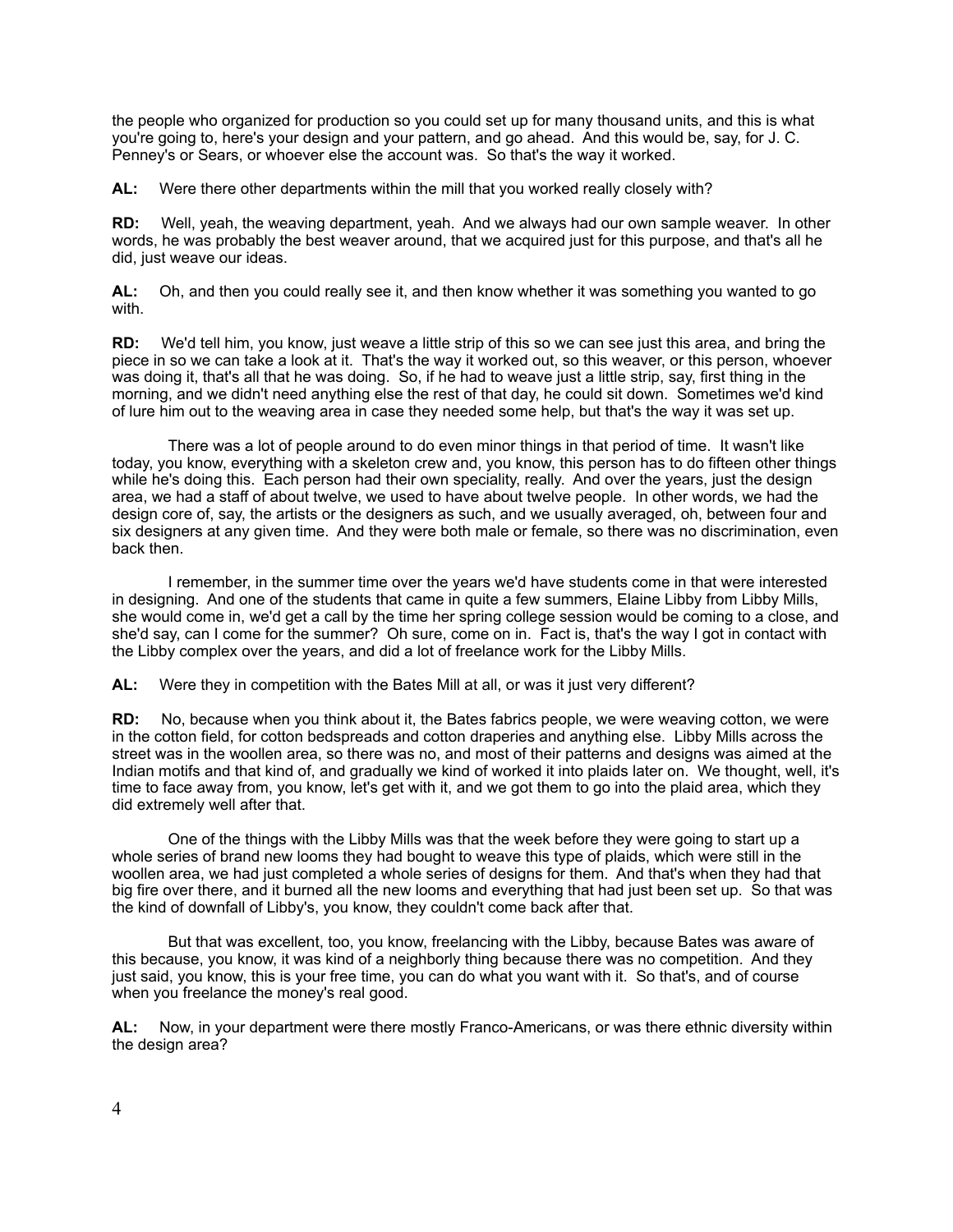the people who organized for production so you could set up for many thousand units, and this is what you're going to, here's your design and your pattern, and go ahead. And this would be, say, for J. C. Penney's or Sears, or whoever else the account was. So that's the way it worked.

**AL:** Were there other departments within the mill that you worked really closely with?

**RD:** Well, yeah, the weaving department, yeah. And we always had our own sample weaver. In other words, he was probably the best weaver around, that we acquired just for this purpose, and that's all he did, just weave our ideas.

**AL:** Oh, and then you could really see it, and then know whether it was something you wanted to go with.

**RD:** We'd tell him, you know, just weave a little strip of this so we can see just this area, and bring the piece in so we can take a look at it. That's the way it worked out, so this weaver, or this person, whoever was doing it, that's all that he was doing. So, if he had to weave just a little strip, say, first thing in the morning, and we didn't need anything else the rest of that day, he could sit down. Sometimes we'd kind of lure him out to the weaving area in case they needed some help, but that's the way it was set up.

There was a lot of people around to do even minor things in that period of time. It wasn't like today, you know, everything with a skeleton crew and, you know, this person has to do fifteen other things while he's doing this. Each person had their own speciality, really. And over the years, just the design area, we had a staff of about twelve, we used to have about twelve people. In other words, we had the design core of, say, the artists or the designers as such, and we usually averaged, oh, between four and six designers at any given time. And they were both male or female, so there was no discrimination, even back then.

I remember, in the summer time over the years we'd have students come in that were interested in designing. And one of the students that came in quite a few summers, Elaine Libby from Libby Mills, she would come in, we'd get a call by the time her spring college session would be coming to a close, and she'd say, can I come for the summer? Oh sure, come on in. Fact is, that's the way I got in contact with the Libby complex over the years, and did a lot of freelance work for the Libby Mills.

**AL:** Were they in competition with the Bates Mill at all, or was it just very different?

**RD:** No, because when you think about it, the Bates fabrics people, we were weaving cotton, we were in the cotton field, for cotton bedspreads and cotton draperies and anything else. Libby Mills across the street was in the woollen area, so there was no, and most of their patterns and designs was aimed at the Indian motifs and that kind of, and gradually we kind of worked it into plaids later on. We thought, well, it's time to face away from, you know, let's get with it, and we got them to go into the plaid area, which they did extremely well after that.

One of the things with the Libby Mills was that the week before they were going to start up a whole series of brand new looms they had bought to weave this type of plaids, which were still in the woollen area, we had just completed a whole series of designs for them. And that's when they had that big fire over there, and it burned all the new looms and everything that had just been set up. So that was the kind of downfall of Libby's, you know, they couldn't come back after that.

But that was excellent, too, you know, freelancing with the Libby, because Bates was aware of this because, you know, it was kind of a neighborly thing because there was no competition. And they just said, you know, this is your free time, you can do what you want with it. So that's, and of course when you freelance the money's real good.

**AL:** Now, in your department were there mostly Franco-Americans, or was there ethnic diversity within the design area?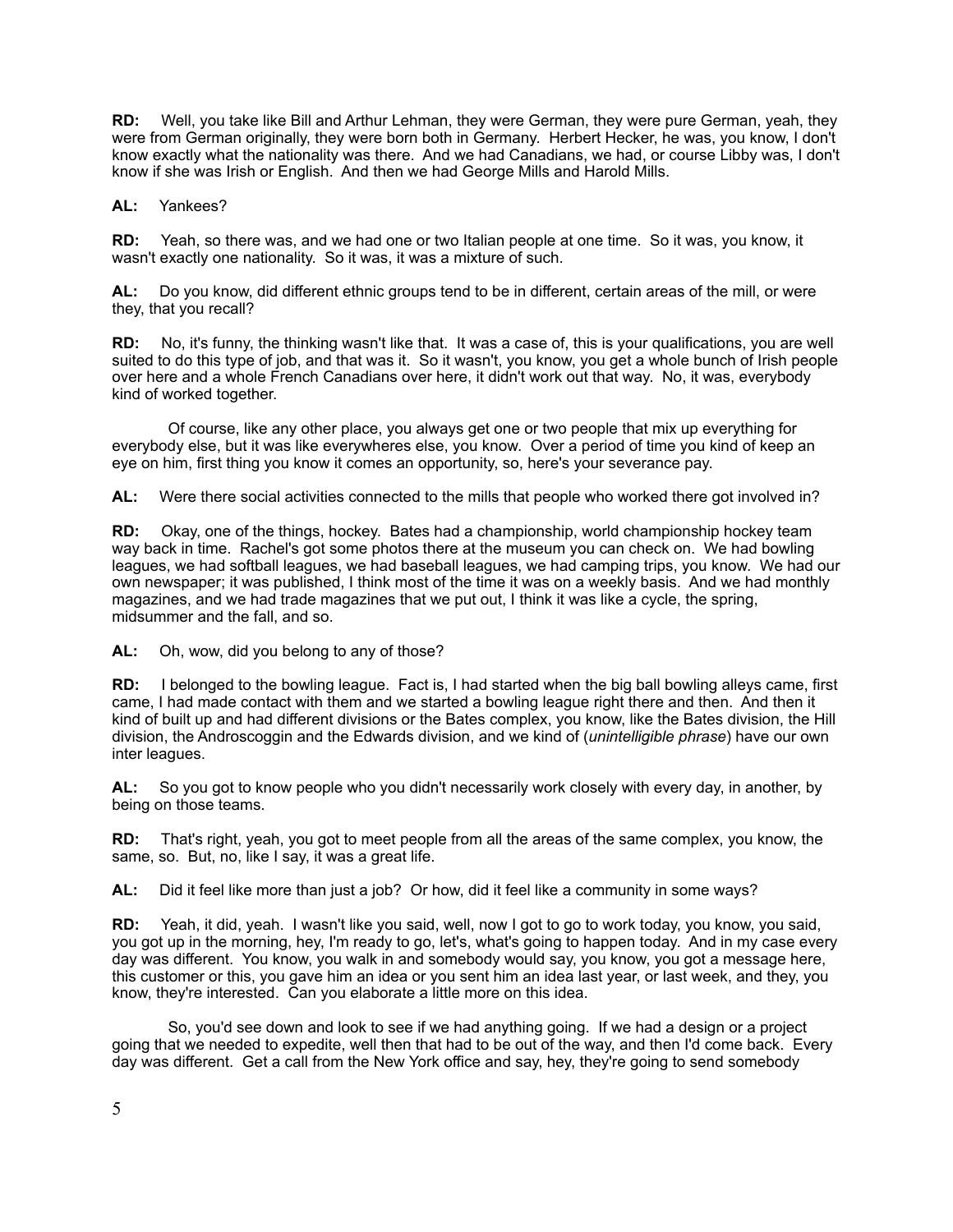**RD:** Well, you take like Bill and Arthur Lehman, they were German, they were pure German, yeah, they were from German originally, they were born both in Germany. Herbert Hecker, he was, you know, I don't know exactly what the nationality was there. And we had Canadians, we had, or course Libby was, I don't know if she was Irish or English. And then we had George Mills and Harold Mills.

**AL:** Yankees?

**RD:** Yeah, so there was, and we had one or two Italian people at one time. So it was, you know, it wasn't exactly one nationality. So it was, it was a mixture of such.

**AL:** Do you know, did different ethnic groups tend to be in different, certain areas of the mill, or were they, that you recall?

**RD:** No, it's funny, the thinking wasn't like that. It was a case of, this is your qualifications, you are well suited to do this type of job, and that was it. So it wasn't, you know, you get a whole bunch of Irish people over here and a whole French Canadians over here, it didn't work out that way. No, it was, everybody kind of worked together.

Of course, like any other place, you always get one or two people that mix up everything for everybody else, but it was like everywheres else, you know. Over a period of time you kind of keep an eye on him, first thing you know it comes an opportunity, so, here's your severance pay.

**AL:** Were there social activities connected to the mills that people who worked there got involved in?

**RD:** Okay, one of the things, hockey. Bates had a championship, world championship hockey team way back in time. Rachel's got some photos there at the museum you can check on. We had bowling leagues, we had softball leagues, we had baseball leagues, we had camping trips, you know. We had our own newspaper; it was published, I think most of the time it was on a weekly basis. And we had monthly magazines, and we had trade magazines that we put out, I think it was like a cycle, the spring, midsummer and the fall, and so.

**AL:** Oh, wow, did you belong to any of those?

**RD:** I belonged to the bowling league. Fact is, I had started when the big ball bowling alleys came, first came, I had made contact with them and we started a bowling league right there and then. And then it kind of built up and had different divisions or the Bates complex, you know, like the Bates division, the Hill division, the Androscoggin and the Edwards division, and we kind of (*unintelligible phrase*) have our own inter leagues.

**AL:** So you got to know people who you didn't necessarily work closely with every day, in another, by being on those teams.

**RD:** That's right, yeah, you got to meet people from all the areas of the same complex, you know, the same, so. But, no, like I say, it was a great life.

**AL:** Did it feel like more than just a job? Or how, did it feel like a community in some ways?

**RD:** Yeah, it did, yeah. I wasn't like you said, well, now I got to go to work today, you know, you said, you got up in the morning, hey, I'm ready to go, let's, what's going to happen today. And in my case every day was different. You know, you walk in and somebody would say, you know, you got a message here, this customer or this, you gave him an idea or you sent him an idea last year, or last week, and they, you know, they're interested. Can you elaborate a little more on this idea.

So, you'd see down and look to see if we had anything going. If we had a design or a project going that we needed to expedite, well then that had to be out of the way, and then I'd come back. Every day was different. Get a call from the New York office and say, hey, they're going to send somebody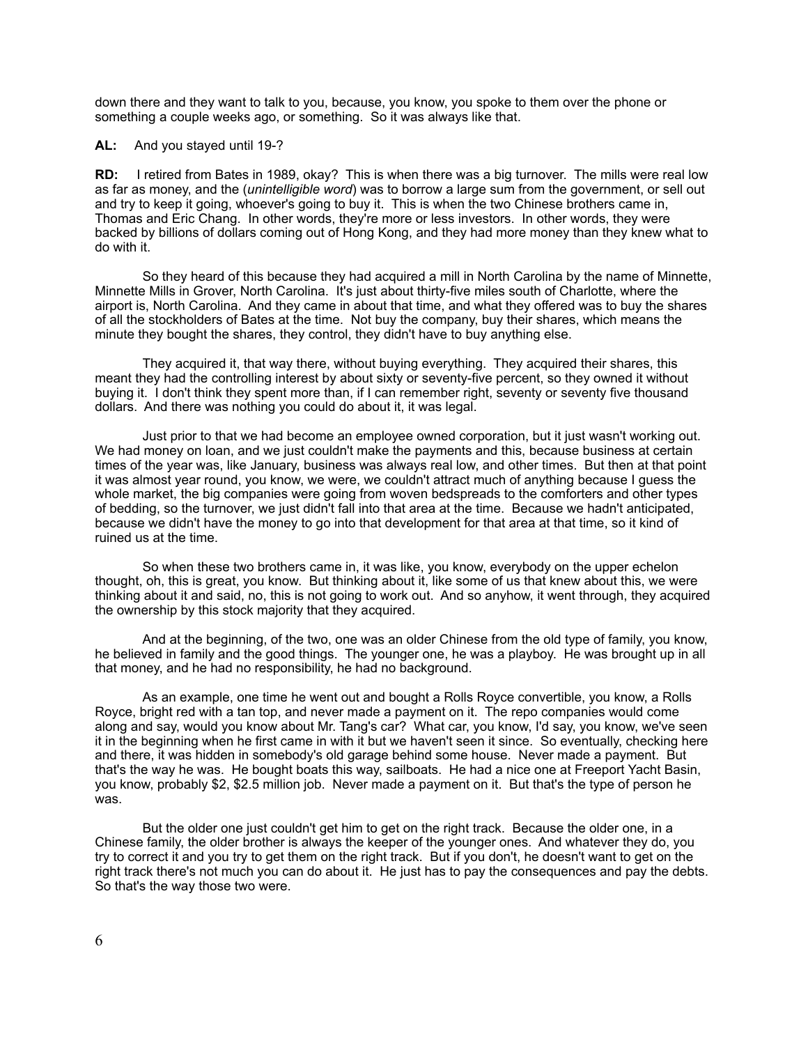down there and they want to talk to you, because, you know, you spoke to them over the phone or something a couple weeks ago, or something. So it was always like that.

**AL:** And you stayed until 19-?

**RD:** I retired from Bates in 1989, okay? This is when there was a big turnover. The mills were real low as far as money, and the (*unintelligible word*) was to borrow a large sum from the government, or sell out and try to keep it going, whoever's going to buy it. This is when the two Chinese brothers came in, Thomas and Eric Chang. In other words, they're more or less investors. In other words, they were backed by billions of dollars coming out of Hong Kong, and they had more money than they knew what to do with it.

So they heard of this because they had acquired a mill in North Carolina by the name of Minnette, Minnette Mills in Grover, North Carolina. It's just about thirty-five miles south of Charlotte, where the airport is, North Carolina. And they came in about that time, and what they offered was to buy the shares of all the stockholders of Bates at the time. Not buy the company, buy their shares, which means the minute they bought the shares, they control, they didn't have to buy anything else.

They acquired it, that way there, without buying everything. They acquired their shares, this meant they had the controlling interest by about sixty or seventy-five percent, so they owned it without buying it. I don't think they spent more than, if I can remember right, seventy or seventy five thousand dollars. And there was nothing you could do about it, it was legal.

Just prior to that we had become an employee owned corporation, but it just wasn't working out. We had money on loan, and we just couldn't make the payments and this, because business at certain times of the year was, like January, business was always real low, and other times. But then at that point it was almost year round, you know, we were, we couldn't attract much of anything because I guess the whole market, the big companies were going from woven bedspreads to the comforters and other types of bedding, so the turnover, we just didn't fall into that area at the time. Because we hadn't anticipated, because we didn't have the money to go into that development for that area at that time, so it kind of ruined us at the time.

So when these two brothers came in, it was like, you know, everybody on the upper echelon thought, oh, this is great, you know. But thinking about it, like some of us that knew about this, we were thinking about it and said, no, this is not going to work out. And so anyhow, it went through, they acquired the ownership by this stock majority that they acquired.

And at the beginning, of the two, one was an older Chinese from the old type of family, you know, he believed in family and the good things. The younger one, he was a playboy. He was brought up in all that money, and he had no responsibility, he had no background.

As an example, one time he went out and bought a Rolls Royce convertible, you know, a Rolls Royce, bright red with a tan top, and never made a payment on it. The repo companies would come along and say, would you know about Mr. Tang's car? What car, you know, I'd say, you know, we've seen it in the beginning when he first came in with it but we haven't seen it since. So eventually, checking here and there, it was hidden in somebody's old garage behind some house. Never made a payment. But that's the way he was. He bought boats this way, sailboats. He had a nice one at Freeport Yacht Basin, you know, probably $2, $2.5 million job. Never made a payment on it. But that's the type of person he was.

But the older one just couldn't get him to get on the right track. Because the older one, in a Chinese family, the older brother is always the keeper of the younger ones. And whatever they do, you try to correct it and you try to get them on the right track. But if you don't, he doesn't want to get on the right track there's not much you can do about it. He just has to pay the consequences and pay the debts. So that's the way those two were.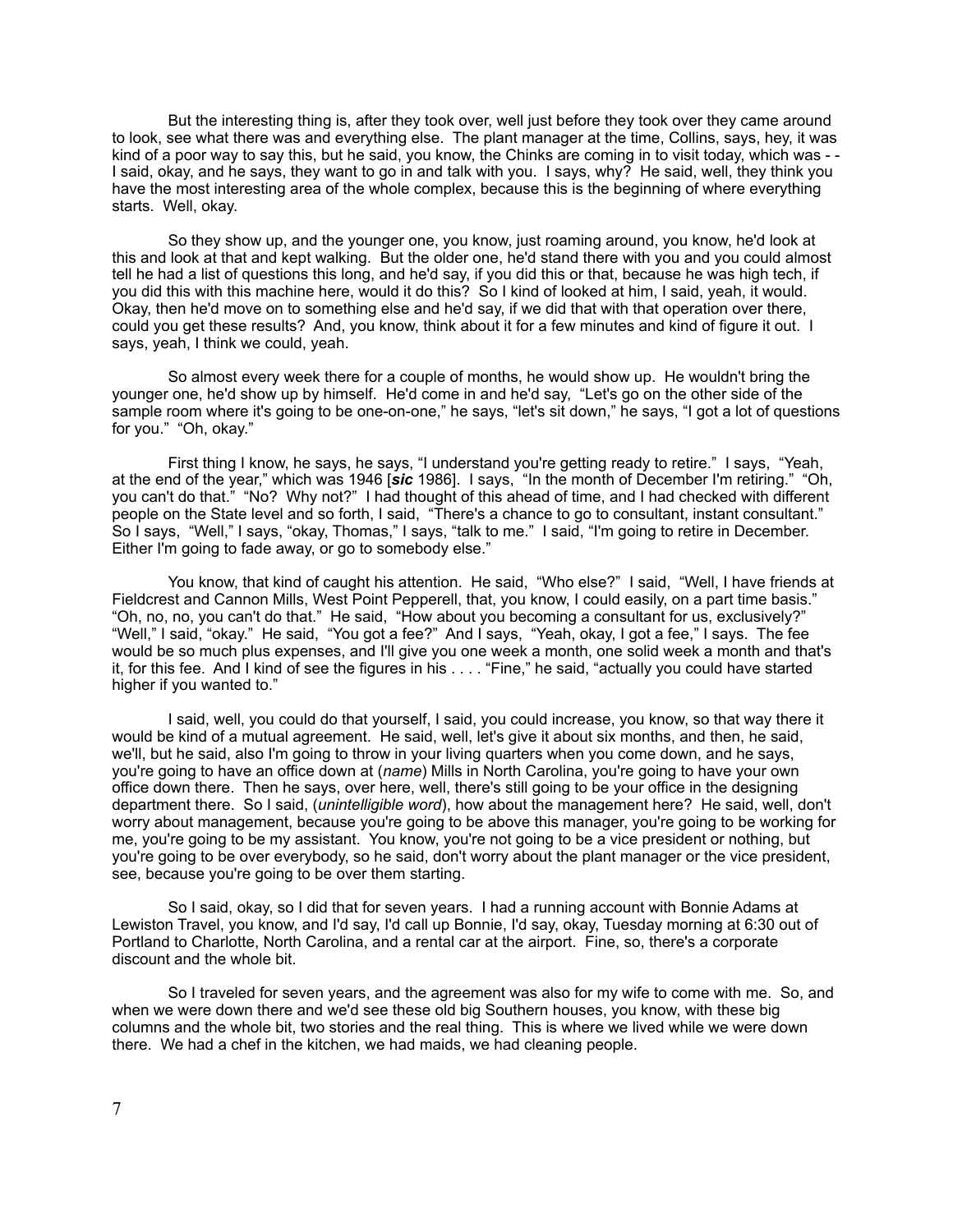But the interesting thing is, after they took over, well just before they took over they came around to look, see what there was and everything else. The plant manager at the time, Collins, says, hey, it was kind of a poor way to say this, but he said, you know, the Chinks are coming in to visit today, which was - - I said, okay, and he says, they want to go in and talk with you. I says, why? He said, well, they think you have the most interesting area of the whole complex, because this is the beginning of where everything starts. Well, okay.

So they show up, and the younger one, you know, just roaming around, you know, he'd look at this and look at that and kept walking. But the older one, he'd stand there with you and you could almost tell he had a list of questions this long, and he'd say, if you did this or that, because he was high tech, if you did this with this machine here, would it do this? So I kind of looked at him, I said, yeah, it would. Okay, then he'd move on to something else and he'd say, if we did that with that operation over there, could you get these results? And, you know, think about it for a few minutes and kind of figure it out. I says, yeah, I think we could, yeah.

So almost every week there for a couple of months, he would show up. He wouldn't bring the younger one, he'd show up by himself. He'd come in and he'd say, "Let's go on the other side of the sample room where it's going to be one-on-one," he says, "let's sit down," he says, "I got a lot of questions for you." "Oh, okay."

First thing I know, he says, he says, "I understand you're getting ready to retire." I says, "Yeah, at the end of the year," which was 1946 [***sic*** 1986]. I says, "In the month of December I'm retiring." "Oh, you can't do that." "No? Why not?" I had thought of this ahead of time, and I had checked with different people on the State level and so forth, I said, "There's a chance to go to consultant, instant consultant." So I says, "Well," I says, "okay, Thomas," I says, "talk to me." I said, "I'm going to retire in December. Either I'm going to fade away, or go to somebody else."

You know, that kind of caught his attention. He said, "Who else?" I said, "Well, I have friends at Fieldcrest and Cannon Mills, West Point Pepperell, that, you know, I could easily, on a part time basis." "Oh, no, no, you can't do that." He said, "How about you becoming a consultant for us, exclusively?" "Well," I said, "okay." He said, "You got a fee?" And I says, "Yeah, okay, I got a fee," I says. The fee would be so much plus expenses, and I'll give you one week a month, one solid week a month and that's it, for this fee. And I kind of see the figures in his . . . . "Fine," he said, "actually you could have started higher if you wanted to."

I said, well, you could do that yourself, I said, you could increase, you know, so that way there it would be kind of a mutual agreement. He said, well, let's give it about six months, and then, he said, we'll, but he said, also I'm going to throw in your living quarters when you come down, and he says, you're going to have an office down at (*name*) Mills in North Carolina, you're going to have your own office down there. Then he says, over here, well, there's still going to be your office in the designing department there. So I said, (*unintelligible word*), how about the management here? He said, well, don't worry about management, because you're going to be above this manager, you're going to be working for me, you're going to be my assistant. You know, you're not going to be a vice president or nothing, but you're going to be over everybody, so he said, don't worry about the plant manager or the vice president, see, because you're going to be over them starting.

So I said, okay, so I did that for seven years. I had a running account with Bonnie Adams at Lewiston Travel, you know, and I'd say, I'd call up Bonnie, I'd say, okay, Tuesday morning at 6:30 out of Portland to Charlotte, North Carolina, and a rental car at the airport. Fine, so, there's a corporate discount and the whole bit.

So I traveled for seven years, and the agreement was also for my wife to come with me. So, and when we were down there and we'd see these old big Southern houses, you know, with these big columns and the whole bit, two stories and the real thing. This is where we lived while we were down there. We had a chef in the kitchen, we had maids, we had cleaning people.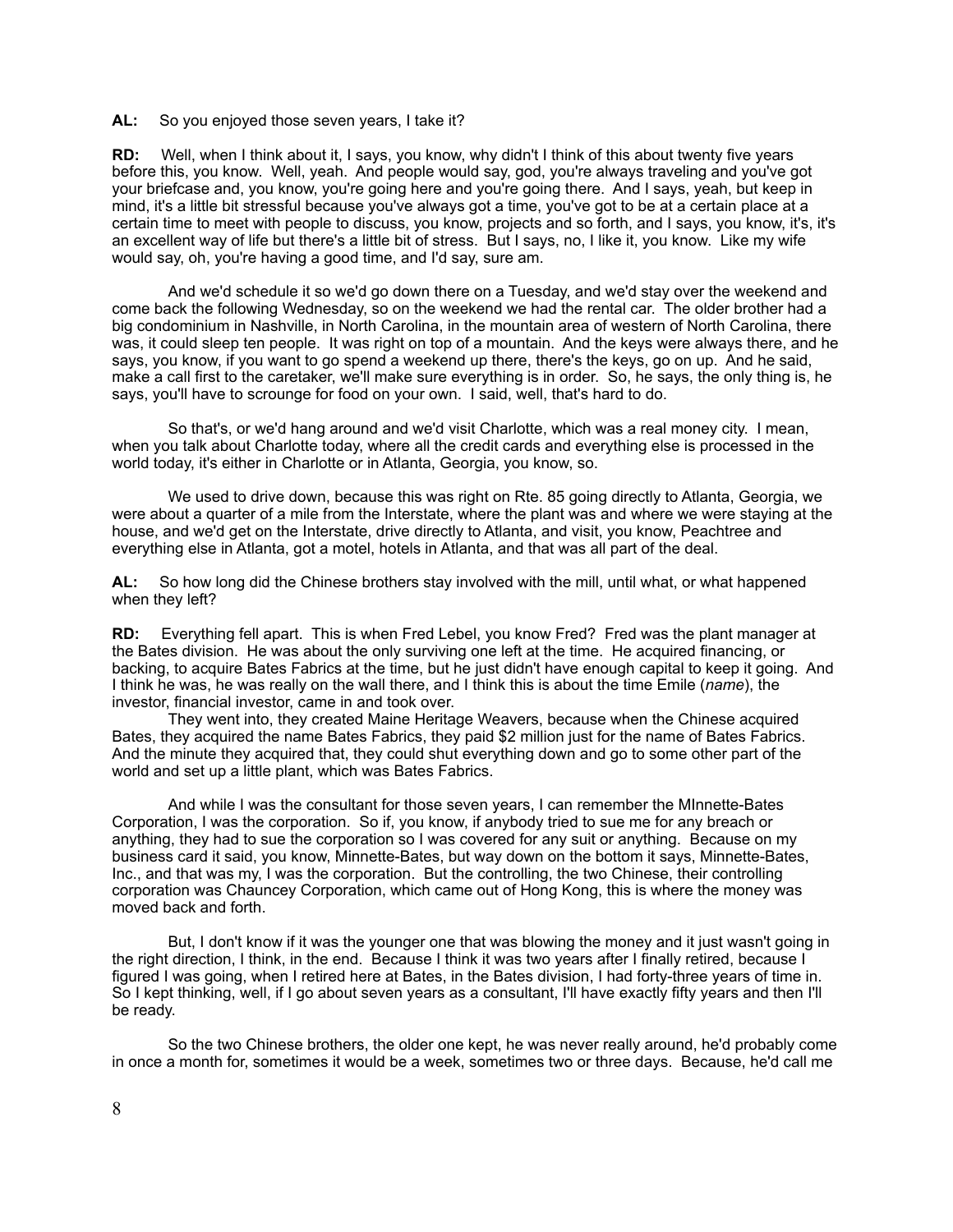**AL:** So you enjoyed those seven years, I take it?

**RD:** Well, when I think about it, I says, you know, why didn't I think of this about twenty five years before this, you know. Well, yeah. And people would say, god, you're always traveling and you've got your briefcase and, you know, you're going here and you're going there. And I says, yeah, but keep in mind, it's a little bit stressful because you've always got a time, you've got to be at a certain place at a certain time to meet with people to discuss, you know, projects and so forth, and I says, you know, it's, it's an excellent way of life but there's a little bit of stress. But I says, no, I like it, you know. Like my wife would say, oh, you're having a good time, and I'd say, sure am.

And we'd schedule it so we'd go down there on a Tuesday, and we'd stay over the weekend and come back the following Wednesday, so on the weekend we had the rental car. The older brother had a big condominium in Nashville, in North Carolina, in the mountain area of western of North Carolina, there was, it could sleep ten people. It was right on top of a mountain. And the keys were always there, and he says, you know, if you want to go spend a weekend up there, there's the keys, go on up. And he said, make a call first to the caretaker, we'll make sure everything is in order. So, he says, the only thing is, he says, you'll have to scrounge for food on your own. I said, well, that's hard to do.

So that's, or we'd hang around and we'd visit Charlotte, which was a real money city. I mean, when you talk about Charlotte today, where all the credit cards and everything else is processed in the world today, it's either in Charlotte or in Atlanta, Georgia, you know, so.

We used to drive down, because this was right on Rte. 85 going directly to Atlanta, Georgia, we were about a quarter of a mile from the Interstate, where the plant was and where we were staying at the house, and we'd get on the Interstate, drive directly to Atlanta, and visit, you know, Peachtree and everything else in Atlanta, got a motel, hotels in Atlanta, and that was all part of the deal.

**AL:** So how long did the Chinese brothers stay involved with the mill, until what, or what happened when they left?

**RD:** Everything fell apart. This is when Fred Lebel, you know Fred? Fred was the plant manager at the Bates division. He was about the only surviving one left at the time. He acquired financing, or backing, to acquire Bates Fabrics at the time, but he just didn't have enough capital to keep it going. And I think he was, he was really on the wall there, and I think this is about the time Emile (*name*), the investor, financial investor, came in and took over.
They went into, they created Maine Heritage Weavers, because when the Chinese acquired Bates, they acquired the name Bates Fabrics, they paid $2 million just for the name of Bates Fabrics. And the minute they acquired that, they could shut everything down and go to some other part of the world and set up a little plant, which was Bates Fabrics.

And while I was the consultant for those seven years, I can remember the MInnette-Bates Corporation, I was the corporation. So if, you know, if anybody tried to sue me for any breach or anything, they had to sue the corporation so I was covered for any suit or anything. Because on my business card it said, you know, Minnette-Bates, but way down on the bottom it says, Minnette-Bates, Inc., and that was my, I was the corporation. But the controlling, the two Chinese, their controlling corporation was Chauncey Corporation, which came out of Hong Kong, this is where the money was moved back and forth.

But, I don't know if it was the younger one that was blowing the money and it just wasn't going in the right direction, I think, in the end. Because I think it was two years after I finally retired, because I figured I was going, when I retired here at Bates, in the Bates division, I had forty-three years of time in. So I kept thinking, well, if I go about seven years as a consultant, I'll have exactly fifty years and then I'll be ready.

So the two Chinese brothers, the older one kept, he was never really around, he'd probably come in once a month for, sometimes it would be a week, sometimes two or three days. Because, he'd call me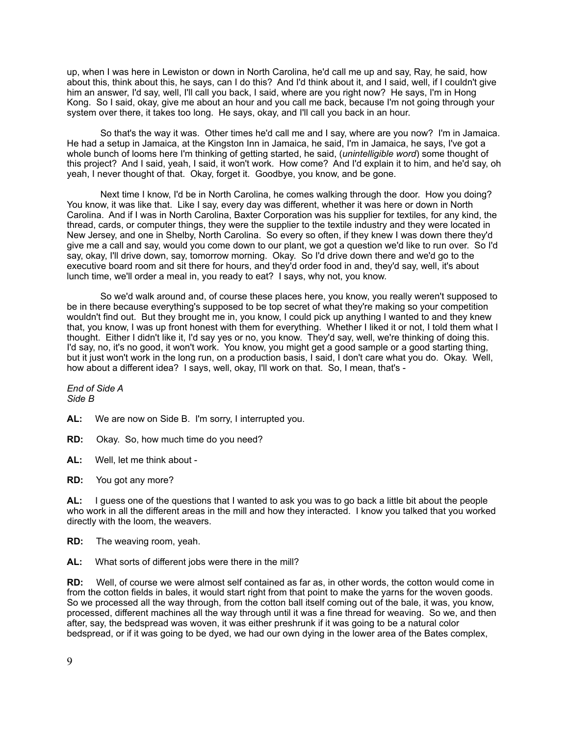up, when I was here in Lewiston or down in North Carolina, he'd call me up and say, Ray, he said, how about this, think about this, he says, can I do this? And I'd think about it, and I said, well, if I couldn't give him an answer, I'd say, well, I'll call you back, I said, where are you right now? He says, I'm in Hong Kong. So I said, okay, give me about an hour and you call me back, because I'm not going through your system over there, it takes too long. He says, okay, and I'll call you back in an hour.

So that's the way it was. Other times he'd call me and I say, where are you now? I'm in Jamaica. He had a setup in Jamaica, at the Kingston Inn in Jamaica, he said, I'm in Jamaica, he says, I've got a whole bunch of looms here I'm thinking of getting started, he said, (*unintelligible word*) some thought of this project? And I said, yeah, I said, it won't work. How come? And I'd explain it to him, and he'd say, oh yeah, I never thought of that. Okay, forget it. Goodbye, you know, and be gone.

Next time I know, I'd be in North Carolina, he comes walking through the door. How you doing? You know, it was like that. Like I say, every day was different, whether it was here or down in North Carolina. And if I was in North Carolina, Baxter Corporation was his supplier for textiles, for any kind, the thread, cards, or computer things, they were the supplier to the textile industry and they were located in New Jersey, and one in Shelby, North Carolina. So every so often, if they knew I was down there they'd give me a call and say, would you come down to our plant, we got a question we'd like to run over. So I'd say, okay, I'll drive down, say, tomorrow morning. Okay. So I'd drive down there and we'd go to the executive board room and sit there for hours, and they'd order food in and, they'd say, well, it's about lunch time, we'll order a meal in, you ready to eat? I says, why not, you know.

So we'd walk around and, of course these places here, you know, you really weren't supposed to be in there because everything's supposed to be top secret of what they're making so your competition wouldn't find out. But they brought me in, you know, I could pick up anything I wanted to and they knew that, you know, I was up front honest with them for everything. Whether I liked it or not, I told them what I thought. Either I didn't like it, I'd say yes or no, you know. They'd say, well, we're thinking of doing this. I'd say, no, it's no good, it won't work. You know, you might get a good sample or a good starting thing, but it just won't work in the long run, on a production basis, I said, I don't care what you do. Okay. Well, how about a different idea? I says, well, okay, I'll work on that. So, I mean, that's -

*End of Side A*
*Side B*

**AL:** We are now on Side B. I'm sorry, I interrupted you.

**RD:** Okay. So, how much time do you need?

**AL:** Well, let me think about -

**RD:** You got any more?

**AL:** I guess one of the questions that I wanted to ask you was to go back a little bit about the people who work in all the different areas in the mill and how they interacted. I know you talked that you worked directly with the loom, the weavers.

**RD:** The weaving room, yeah.

**AL:** What sorts of different jobs were there in the mill?

**RD:** Well, of course we were almost self contained as far as, in other words, the cotton would come in from the cotton fields in bales, it would start right from that point to make the yarns for the woven goods. So we processed all the way through, from the cotton ball itself coming out of the bale, it was, you know, processed, different machines all the way through until it was a fine thread for weaving. So we, and then after, say, the bedspread was woven, it was either preshrunk if it was going to be a natural color bedspread, or if it was going to be dyed, we had our own dying in the lower area of the Bates complex,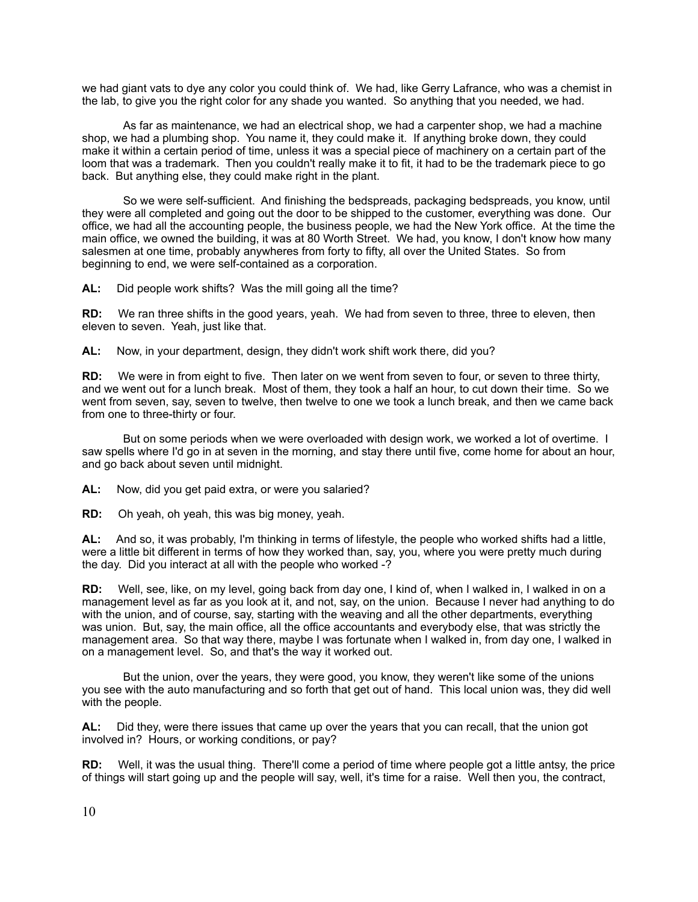we had giant vats to dye any color you could think of. We had, like Gerry Lafrance, who was a chemist in the lab, to give you the right color for any shade you wanted. So anything that you needed, we had.

As far as maintenance, we had an electrical shop, we had a carpenter shop, we had a machine shop, we had a plumbing shop. You name it, they could make it. If anything broke down, they could make it within a certain period of time, unless it was a special piece of machinery on a certain part of the loom that was a trademark. Then you couldn't really make it to fit, it had to be the trademark piece to go back. But anything else, they could make right in the plant.

So we were self-sufficient. And finishing the bedspreads, packaging bedspreads, you know, until they were all completed and going out the door to be shipped to the customer, everything was done. Our office, we had all the accounting people, the business people, we had the New York office. At the time the main office, we owned the building, it was at 80 Worth Street. We had, you know, I don't know how many salesmen at one time, probably anywheres from forty to fifty, all over the United States. So from beginning to end, we were self-contained as a corporation.

**AL:** Did people work shifts? Was the mill going all the time?

**RD:** We ran three shifts in the good years, yeah. We had from seven to three, three to eleven, then eleven to seven. Yeah, just like that.

**AL:** Now, in your department, design, they didn't work shift work there, did you?

**RD:** We were in from eight to five. Then later on we went from seven to four, or seven to three thirty, and we went out for a lunch break. Most of them, they took a half an hour, to cut down their time. So we went from seven, say, seven to twelve, then twelve to one we took a lunch break, and then we came back from one to three-thirty or four.

But on some periods when we were overloaded with design work, we worked a lot of overtime. I saw spells where I'd go in at seven in the morning, and stay there until five, come home for about an hour, and go back about seven until midnight.

**AL:** Now, did you get paid extra, or were you salaried?

**RD:** Oh yeah, oh yeah, this was big money, yeah.

**AL:** And so, it was probably, I'm thinking in terms of lifestyle, the people who worked shifts had a little, were a little bit different in terms of how they worked than, say, you, where you were pretty much during the day. Did you interact at all with the people who worked -?

**RD:** Well, see, like, on my level, going back from day one, I kind of, when I walked in, I walked in on a management level as far as you look at it, and not, say, on the union. Because I never had anything to do with the union, and of course, say, starting with the weaving and all the other departments, everything was union. But, say, the main office, all the office accountants and everybody else, that was strictly the management area. So that way there, maybe I was fortunate when I walked in, from day one, I walked in on a management level. So, and that's the way it worked out.

But the union, over the years, they were good, you know, they weren't like some of the unions you see with the auto manufacturing and so forth that get out of hand. This local union was, they did well with the people.

**AL:** Did they, were there issues that came up over the years that you can recall, that the union got involved in? Hours, or working conditions, or pay?

**RD:** Well, it was the usual thing. There'll come a period of time where people got a little antsy, the price of things will start going up and the people will say, well, it's time for a raise. Well then you, the contract,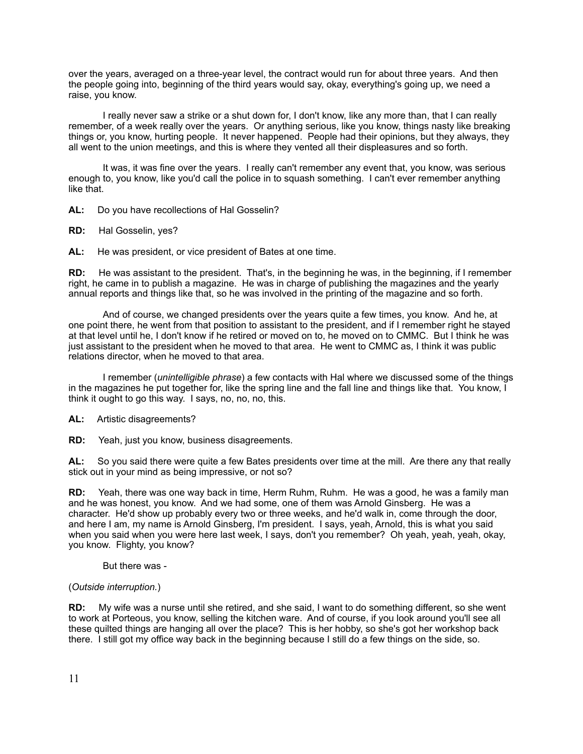over the years, averaged on a three-year level, the contract would run for about three years. And then the people going into, beginning of the third years would say, okay, everything's going up, we need a raise, you know.

I really never saw a strike or a shut down for, I don't know, like any more than, that I can really remember, of a week really over the years. Or anything serious, like you know, things nasty like breaking things or, you know, hurting people. It never happened. People had their opinions, but they always, they all went to the union meetings, and this is where they vented all their displeasures and so forth.

It was, it was fine over the years. I really can't remember any event that, you know, was serious enough to, you know, like you'd call the police in to squash something. I can't ever remember anything like that.

**AL:** Do you have recollections of Hal Gosselin?

**RD:** Hal Gosselin, yes?

**AL:** He was president, or vice president of Bates at one time.

**RD:** He was assistant to the president. That's, in the beginning he was, in the beginning, if I remember right, he came in to publish a magazine. He was in charge of publishing the magazines and the yearly annual reports and things like that, so he was involved in the printing of the magazine and so forth.

And of course, we changed presidents over the years quite a few times, you know. And he, at one point there, he went from that position to assistant to the president, and if I remember right he stayed at that level until he, I don't know if he retired or moved on to, he moved on to CMMC. But I think he was just assistant to the president when he moved to that area. He went to CMMC as, I think it was public relations director, when he moved to that area.

I remember (*unintelligible phrase*) a few contacts with Hal where we discussed some of the things in the magazines he put together for, like the spring line and the fall line and things like that. You know, I think it ought to go this way. I says, no, no, no, this.

**AL:** Artistic disagreements?

**RD:** Yeah, just you know, business disagreements.

**AL:** So you said there were quite a few Bates presidents over time at the mill. Are there any that really stick out in your mind as being impressive, or not so?

**RD:** Yeah, there was one way back in time, Herm Ruhm, Ruhm. He was a good, he was a family man and he was honest, you know. And we had some, one of them was Arnold Ginsberg. He was a character. He'd show up probably every two or three weeks, and he'd walk in, come through the door, and here I am, my name is Arnold Ginsberg, I'm president. I says, yeah, Arnold, this is what you said when you said when you were here last week, I says, don't you remember? Oh yeah, yeah, yeah, okay, you know. Flighty, you know?

But there was -

(*Outside interruption.*)

**RD:** My wife was a nurse until she retired, and she said, I want to do something different, so she went to work at Porteous, you know, selling the kitchen ware. And of course, if you look around you'll see all these quilted things are hanging all over the place? This is her hobby, so she's got her workshop back there. I still got my office way back in the beginning because I still do a few things on the side, so.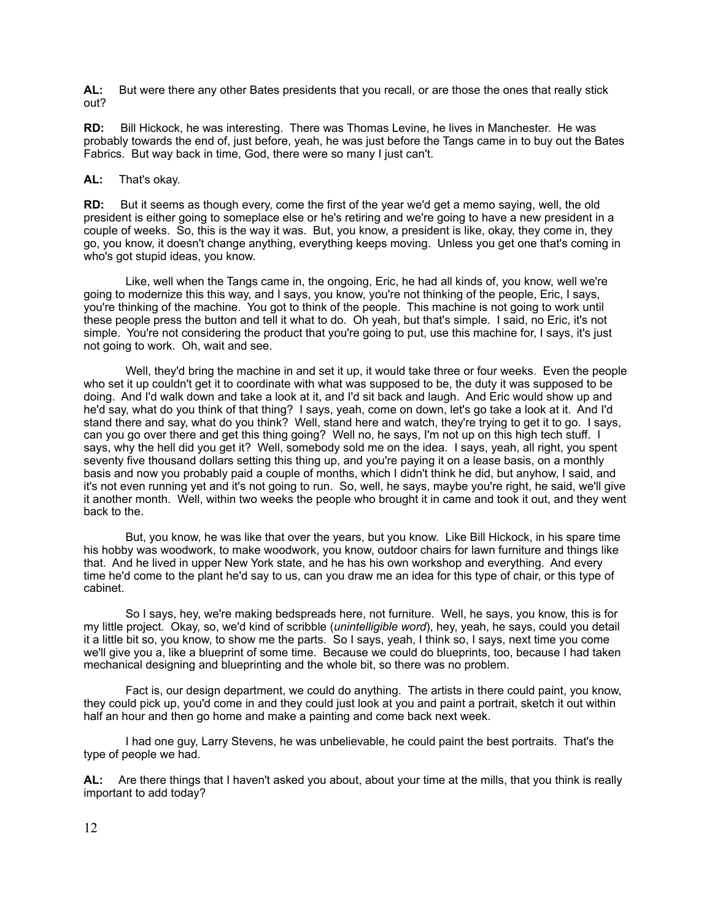**AL:** But were there any other Bates presidents that you recall, or are those the ones that really stick out?

**RD:** Bill Hickock, he was interesting. There was Thomas Levine, he lives in Manchester. He was probably towards the end of, just before, yeah, he was just before the Tangs came in to buy out the Bates Fabrics. But way back in time, God, there were so many I just can't.

**AL:** That's okay.

**RD:** But it seems as though every, come the first of the year we'd get a memo saying, well, the old president is either going to someplace else or he's retiring and we're going to have a new president in a couple of weeks. So, this is the way it was. But, you know, a president is like, okay, they come in, they go, you know, it doesn't change anything, everything keeps moving. Unless you get one that's coming in who's got stupid ideas, you know.

Like, well when the Tangs came in, the ongoing, Eric, he had all kinds of, you know, well we're going to modernize this this way, and I says, you know, you're not thinking of the people, Eric, I says, you're thinking of the machine. You got to think of the people. This machine is not going to work until these people press the button and tell it what to do. Oh yeah, but that's simple. I said, no Eric, it's not simple. You're not considering the product that you're going to put, use this machine for, I says, it's just not going to work. Oh, wait and see.

Well, they'd bring the machine in and set it up, it would take three or four weeks. Even the people who set it up couldn't get it to coordinate with what was supposed to be, the duty it was supposed to be doing. And I'd walk down and take a look at it, and I'd sit back and laugh. And Eric would show up and he'd say, what do you think of that thing? I says, yeah, come on down, let's go take a look at it. And I'd stand there and say, what do you think? Well, stand here and watch, they're trying to get it to go. I says, can you go over there and get this thing going? Well no, he says, I'm not up on this high tech stuff. I says, why the hell did you get it? Well, somebody sold me on the idea. I says, yeah, all right, you spent seventy five thousand dollars setting this thing up, and you're paying it on a lease basis, on a monthly basis and now you probably paid a couple of months, which I didn't think he did, but anyhow, I said, and it's not even running yet and it's not going to run. So, well, he says, maybe you're right, he said, we'll give it another month. Well, within two weeks the people who brought it in came and took it out, and they went back to the.

But, you know, he was like that over the years, but you know. Like Bill Hickock, in his spare time his hobby was woodwork, to make woodwork, you know, outdoor chairs for lawn furniture and things like that. And he lived in upper New York state, and he has his own workshop and everything. And every time he'd come to the plant he'd say to us, can you draw me an idea for this type of chair, or this type of cabinet.

So I says, hey, we're making bedspreads here, not furniture. Well, he says, you know, this is for my little project. Okay, so, we'd kind of scribble (*unintelligible word*), hey, yeah, he says, could you detail it a little bit so, you know, to show me the parts. So I says, yeah, I think so, I says, next time you come we'll give you a, like a blueprint of some time. Because we could do blueprints, too, because I had taken mechanical designing and blueprinting and the whole bit, so there was no problem.

Fact is, our design department, we could do anything. The artists in there could paint, you know, they could pick up, you'd come in and they could just look at you and paint a portrait, sketch it out within half an hour and then go home and make a painting and come back next week.

I had one guy, Larry Stevens, he was unbelievable, he could paint the best portraits. That's the type of people we had.

**AL:** Are there things that I haven't asked you about, about your time at the mills, that you think is really important to add today?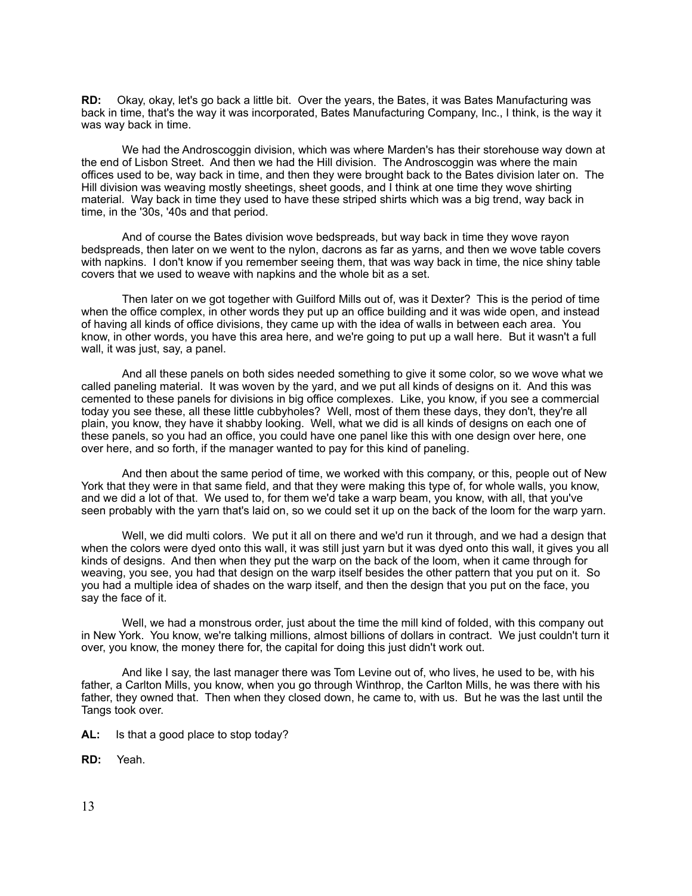**RD:** Okay, okay, let's go back a little bit. Over the years, the Bates, it was Bates Manufacturing was back in time, that's the way it was incorporated, Bates Manufacturing Company, Inc., I think, is the way it was way back in time.

We had the Androscoggin division, which was where Marden's has their storehouse way down at the end of Lisbon Street. And then we had the Hill division. The Androscoggin was where the main offices used to be, way back in time, and then they were brought back to the Bates division later on. The Hill division was weaving mostly sheetings, sheet goods, and I think at one time they wove shirting material. Way back in time they used to have these striped shirts which was a big trend, way back in time, in the '30s, '40s and that period.

And of course the Bates division wove bedspreads, but way back in time they wove rayon bedspreads, then later on we went to the nylon, dacrons as far as yarns, and then we wove table covers with napkins. I don't know if you remember seeing them, that was way back in time, the nice shiny table covers that we used to weave with napkins and the whole bit as a set.

Then later on we got together with Guilford Mills out of, was it Dexter? This is the period of time when the office complex, in other words they put up an office building and it was wide open, and instead of having all kinds of office divisions, they came up with the idea of walls in between each area. You know, in other words, you have this area here, and we're going to put up a wall here. But it wasn't a full wall, it was just, say, a panel.

And all these panels on both sides needed something to give it some color, so we wove what we called paneling material. It was woven by the yard, and we put all kinds of designs on it. And this was cemented to these panels for divisions in big office complexes. Like, you know, if you see a commercial today you see these, all these little cubbyholes? Well, most of them these days, they don't, they're all plain, you know, they have it shabby looking. Well, what we did is all kinds of designs on each one of these panels, so you had an office, you could have one panel like this with one design over here, one over here, and so forth, if the manager wanted to pay for this kind of paneling.

And then about the same period of time, we worked with this company, or this, people out of New York that they were in that same field, and that they were making this type of, for whole walls, you know, and we did a lot of that. We used to, for them we'd take a warp beam, you know, with all, that you've seen probably with the yarn that's laid on, so we could set it up on the back of the loom for the warp yarn.

Well, we did multi colors. We put it all on there and we'd run it through, and we had a design that when the colors were dyed onto this wall, it was still just yarn but it was dyed onto this wall, it gives you all kinds of designs. And then when they put the warp on the back of the loom, when it came through for weaving, you see, you had that design on the warp itself besides the other pattern that you put on it. So you had a multiple idea of shades on the warp itself, and then the design that you put on the face, you say the face of it.

Well, we had a monstrous order, just about the time the mill kind of folded, with this company out in New York. You know, we're talking millions, almost billions of dollars in contract. We just couldn't turn it over, you know, the money there for, the capital for doing this just didn't work out.

And like I say, the last manager there was Tom Levine out of, who lives, he used to be, with his father, a Carlton Mills, you know, when you go through Winthrop, the Carlton Mills, he was there with his father, they owned that. Then when they closed down, he came to, with us. But he was the last until the Tangs took over.

**AL:** Is that a good place to stop today?

**RD:** Yeah.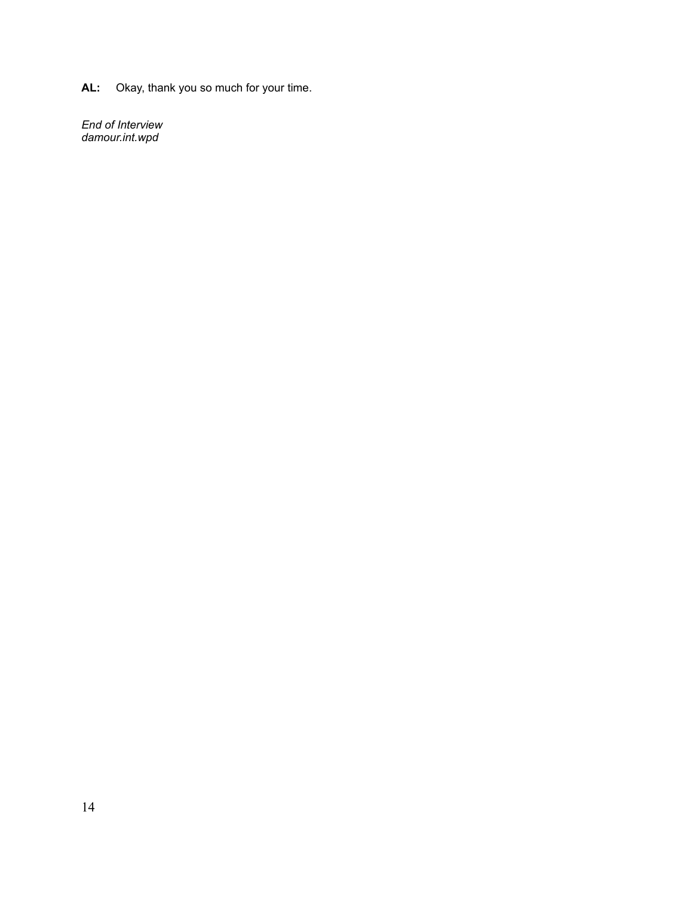**AL:** Okay, thank you so much for your time.

*End of Interview*
*damour.int.wpd*